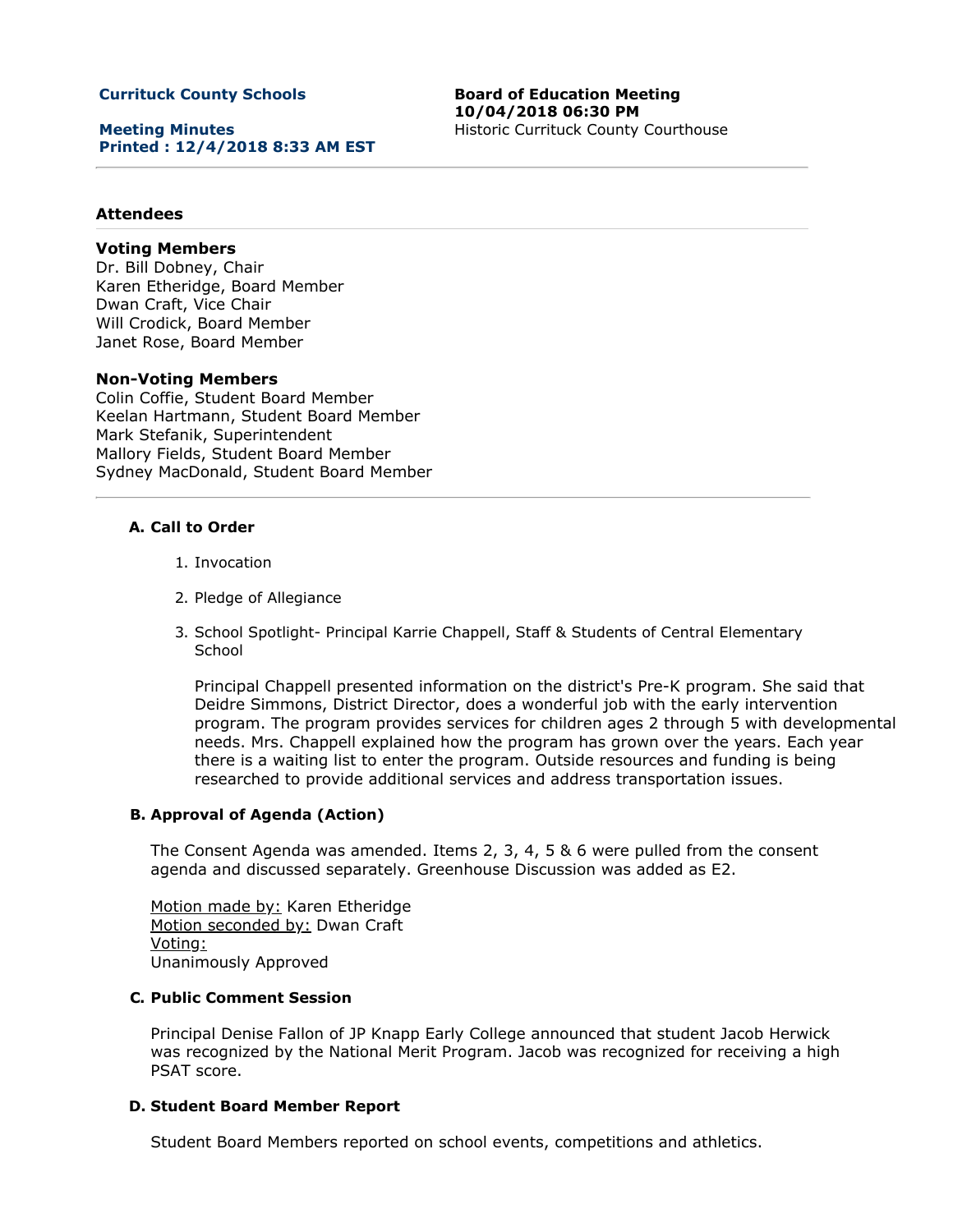**Currituck County Schools**

**Meeting Minutes**
**Printed : 12/4/2018 8:33 AM EST**

**Board of Education Meeting**
**10/04/2018 06:30 PM**
Historic Currituck County Courthouse

---

### Attendees

**Voting Members**
Dr. Bill Dobney, Chair
Karen Etheridge, Board Member
Dwan Craft, Vice Chair
Will Crodick, Board Member
Janet Rose, Board Member

**Non-Voting Members**
Colin Coffie, Student Board Member
Keelan Hartmann, Student Board Member
Mark Stefanik, Superintendent
Mallory Fields, Student Board Member
Sydney MacDonald, Student Board Member

---

**A. Call to Order**

1. Invocation
2. Pledge of Allegiance
3. School Spotlight- Principal Karrie Chappell, Staff & Students of Central Elementary School

   Principal Chappell presented information on the district's Pre-K program. She said that Deidre Simmons, District Director, does a wonderful job with the early intervention program. The program provides services for children ages 2 through 5 with developmental needs. Mrs. Chappell explained how the program has grown over the years. Each year there is a waiting list to enter the program. Outside resources and funding is being researched to provide additional services and address transportation issues.

**B. Approval of Agenda (Action)**

The Consent Agenda was amended. Items 2, 3, 4, 5 & 6 were pulled from the consent agenda and discussed separately. Greenhouse Discussion was added as E2.

Motion made by: Karen Etheridge
Motion seconded by: Dwan Craft
Voting:
Unanimously Approved

**C. Public Comment Session**

Principal Denise Fallon of JP Knapp Early College announced that student Jacob Herwick was recognized by the National Merit Program. Jacob was recognized for receiving a high PSAT score.

**D. Student Board Member Report**

Student Board Members reported on school events, competitions and athletics.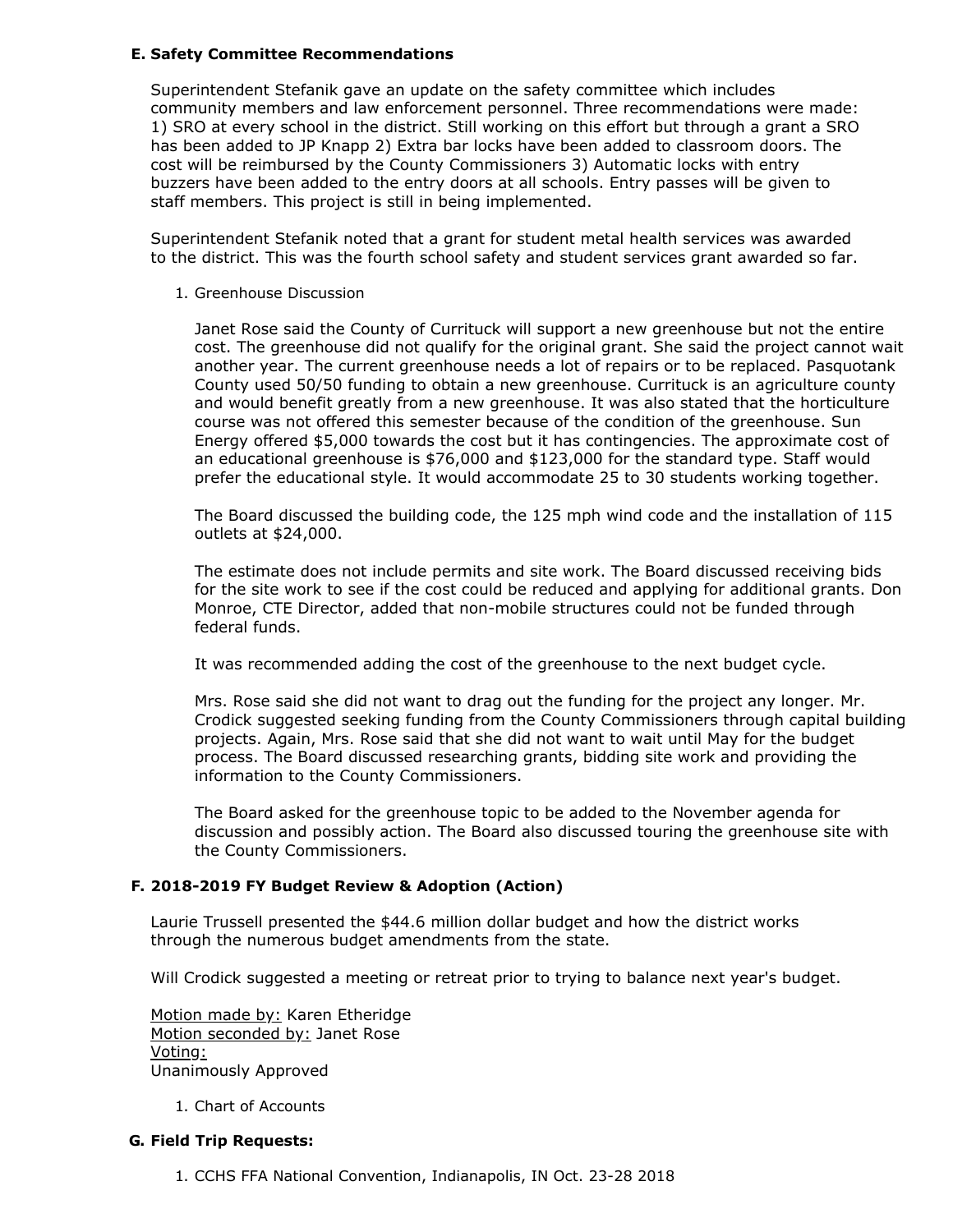### E. Safety Committee Recommendations

Superintendent Stefanik gave an update on the safety committee which includes community members and law enforcement personnel. Three recommendations were made: 1) SRO at every school in the district. Still working on this effort but through a grant a SRO has been added to JP Knapp 2) Extra bar locks have been added to classroom doors. The cost will be reimbursed by the County Commissioners 3) Automatic locks with entry buzzers have been added to the entry doors at all schools. Entry passes will be given to staff members. This project is still in being implemented.

Superintendent Stefanik noted that a grant for student metal health services was awarded to the district. This was the fourth school safety and student services grant awarded so far.

1. Greenhouse Discussion

   Janet Rose said the County of Currituck will support a new greenhouse but not the entire cost. The greenhouse did not qualify for the original grant. She said the project cannot wait another year. The current greenhouse needs a lot of repairs or to be replaced. Pasquotank County used 50/50 funding to obtain a new greenhouse. Currituck is an agriculture county and would benefit greatly from a new greenhouse. It was also stated that the horticulture course was not offered this semester because of the condition of the greenhouse. Sun Energy offered $5,000 towards the cost but it has contingencies. The approximate cost of an educational greenhouse is $76,000 and $123,000 for the standard type. Staff would prefer the educational style. It would accommodate 25 to 30 students working together.

   The Board discussed the building code, the 125 mph wind code and the installation of 115 outlets at $24,000.

   The estimate does not include permits and site work. The Board discussed receiving bids for the site work to see if the cost could be reduced and applying for additional grants. Don Monroe, CTE Director, added that non-mobile structures could not be funded through federal funds.

   It was recommended adding the cost of the greenhouse to the next budget cycle.

   Mrs. Rose said she did not want to drag out the funding for the project any longer. Mr. Crodick suggested seeking funding from the County Commissioners through capital building projects. Again, Mrs. Rose said that she did not want to wait until May for the budget process. The Board discussed researching grants, bidding site work and providing the information to the County Commissioners.

   The Board asked for the greenhouse topic to be added to the November agenda for discussion and possibly action. The Board also discussed touring the greenhouse site with the County Commissioners.

### F. 2018-2019 FY Budget Review & Adoption (Action)

Laurie Trussell presented the $44.6 million dollar budget and how the district works through the numerous budget amendments from the state.

Will Crodick suggested a meeting or retreat prior to trying to balance next year's budget.

Motion made by: Karen Etheridge
Motion seconded by: Janet Rose
Voting:
Unanimously Approved

1. Chart of Accounts

### G. Field Trip Requests:

1. CCHS FFA National Convention, Indianapolis, IN Oct. 23-28 2018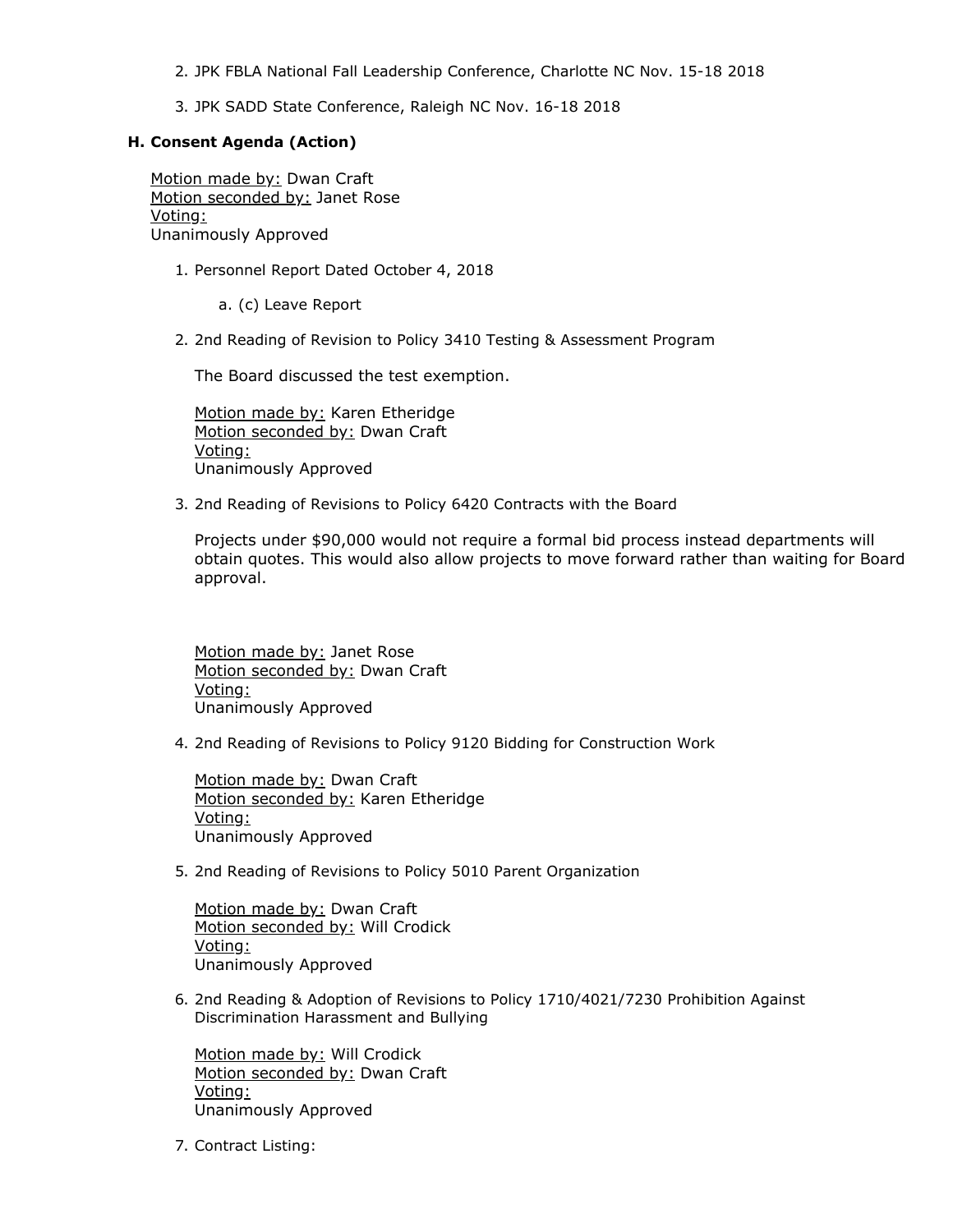2. JPK FBLA National Fall Leadership Conference, Charlotte NC Nov. 15-18 2018

3. JPK SADD State Conference, Raleigh NC Nov. 16-18 2018

**H. Consent Agenda (Action)**

Motion made by: Dwan Craft
Motion seconded by: Janet Rose
Voting:
Unanimously Approved

1. Personnel Report Dated October 4, 2018

   a. (c) Leave Report

2. 2nd Reading of Revision to Policy 3410 Testing & Assessment Program

   The Board discussed the test exemption.

   Motion made by: Karen Etheridge
   Motion seconded by: Dwan Craft
   Voting:
   Unanimously Approved

3. 2nd Reading of Revisions to Policy 6420 Contracts with the Board

   Projects under $90,000 would not require a formal bid process instead departments will obtain quotes. This would also allow projects to move forward rather than waiting for Board approval.

   Motion made by: Janet Rose
   Motion seconded by: Dwan Craft
   Voting:
   Unanimously Approved

4. 2nd Reading of Revisions to Policy 9120 Bidding for Construction Work

   Motion made by: Dwan Craft
   Motion seconded by: Karen Etheridge
   Voting:
   Unanimously Approved

5. 2nd Reading of Revisions to Policy 5010 Parent Organization

   Motion made by: Dwan Craft
   Motion seconded by: Will Crodick
   Voting:
   Unanimously Approved

6. 2nd Reading & Adoption of Revisions to Policy 1710/4021/7230 Prohibition Against Discrimination Harassment and Bullying

   Motion made by: Will Crodick
   Motion seconded by: Dwan Craft
   Voting:
   Unanimously Approved

7. Contract Listing: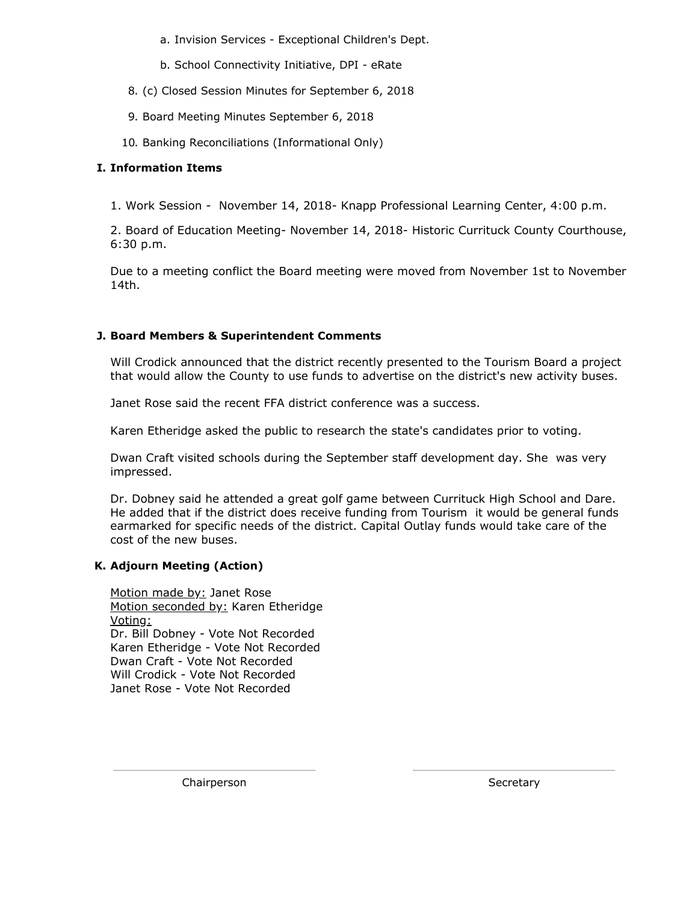a. Invision Services - Exceptional Children's Dept.

b. School Connectivity Initiative, DPI - eRate

8. (c) Closed Session Minutes for September 6, 2018

9. Board Meeting Minutes September 6, 2018

10. Banking Reconciliations (Informational Only)

### I. Information Items

1. Work Session - November 14, 2018- Knapp Professional Learning Center, 4:00 p.m.

2. Board of Education Meeting- November 14, 2018- Historic Currituck County Courthouse, 6:30 p.m.

Due to a meeting conflict the Board meeting were moved from November 1st to November 14th.

### J. Board Members & Superintendent Comments

Will Crodick announced that the district recently presented to the Tourism Board a project that would allow the County to use funds to advertise on the district's new activity buses.

Janet Rose said the recent FFA district conference was a success.

Karen Etheridge asked the public to research the state's candidates prior to voting.

Dwan Craft visited schools during the September staff development day. She was very impressed.

Dr. Dobney said he attended a great golf game between Currituck High School and Dare. He added that if the district does receive funding from Tourism it would be general funds earmarked for specific needs of the district. Capital Outlay funds would take care of the cost of the new buses.

### K. Adjourn Meeting (Action)

Motion made by: Janet Rose
Motion seconded by: Karen Etheridge
Voting:
Dr. Bill Dobney - Vote Not Recorded
Karen Etheridge - Vote Not Recorded
Dwan Craft - Vote Not Recorded
Will Crodick - Vote Not Recorded
Janet Rose - Vote Not Recorded

Chairperson

Secretary